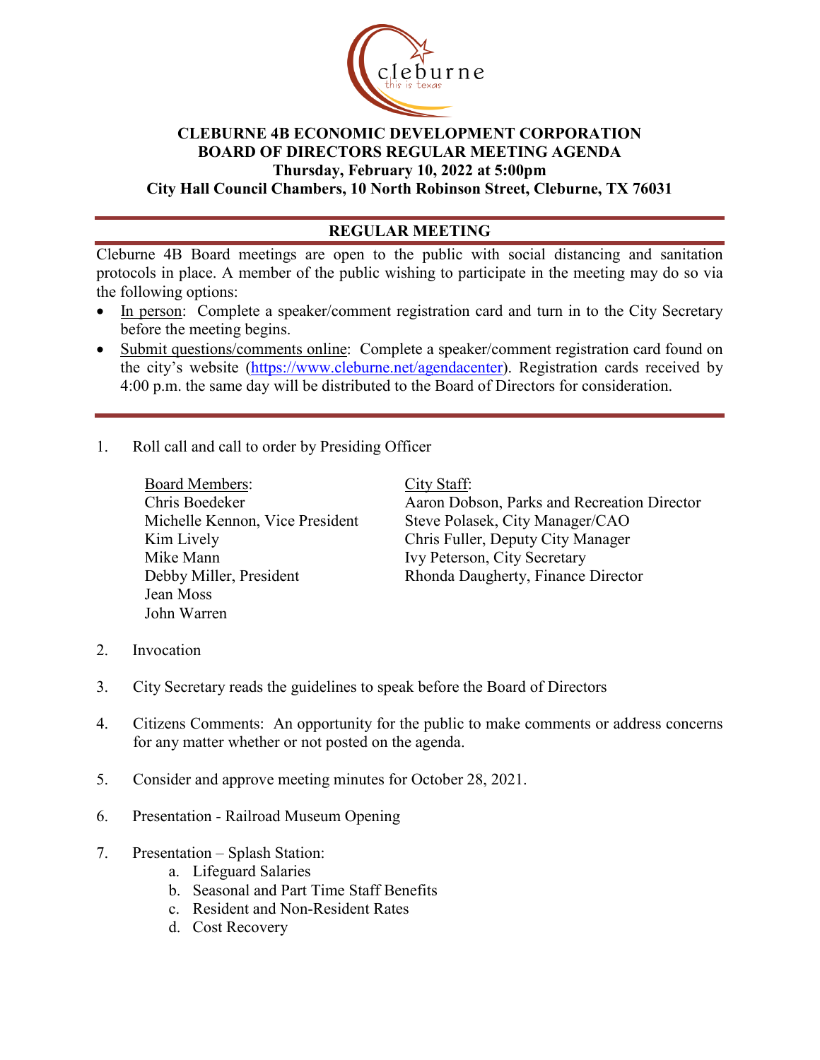# CLEBURNE 4B ECONOMIC DEVELOPMENT CORPORATION
## BOARD OF DIRECTORS REGULAR MEETING AGENDA
**Thursday, February 10, 2022 at 5:00pm**
**City Hall Council Chambers, 10 North Robinson Street, Cleburne, TX 76031**

---

## REGULAR MEETING

Cleburne 4B Board meetings are open to the public with social distancing and sanitation protocols in place. A member of the public wishing to participate in the meeting may do so via the following options:

- In person: Complete a speaker/comment registration card and turn in to the City Secretary before the meeting begins.
- Submit questions/comments online: Complete a speaker/comment registration card found on the city's website (https://www.cleburne.net/agendacenter). Registration cards received by 4:00 p.m. the same day will be distributed to the Board of Directors for consideration.

---

1. Roll call and call to order by Presiding Officer

   Board Members:
   Chris Boedeker
   Michelle Kennon, Vice President
   Kim Lively
   Mike Mann
   Debby Miller, President
   Jean Moss
   John Warren

   City Staff:
   Aaron Dobson, Parks and Recreation Director
   Steve Polasek, City Manager/CAO
   Chris Fuller, Deputy City Manager
   Ivy Peterson, City Secretary
   Rhonda Daugherty, Finance Director

2. Invocation

3. City Secretary reads the guidelines to speak before the Board of Directors

4. Citizens Comments: An opportunity for the public to make comments or address concerns for any matter whether or not posted on the agenda.

5. Consider and approve meeting minutes for October 28, 2021.

6. Presentation - Railroad Museum Opening

7. Presentation – Splash Station:
   a. Lifeguard Salaries
   b. Seasonal and Part Time Staff Benefits
   c. Resident and Non-Resident Rates
   d. Cost Recovery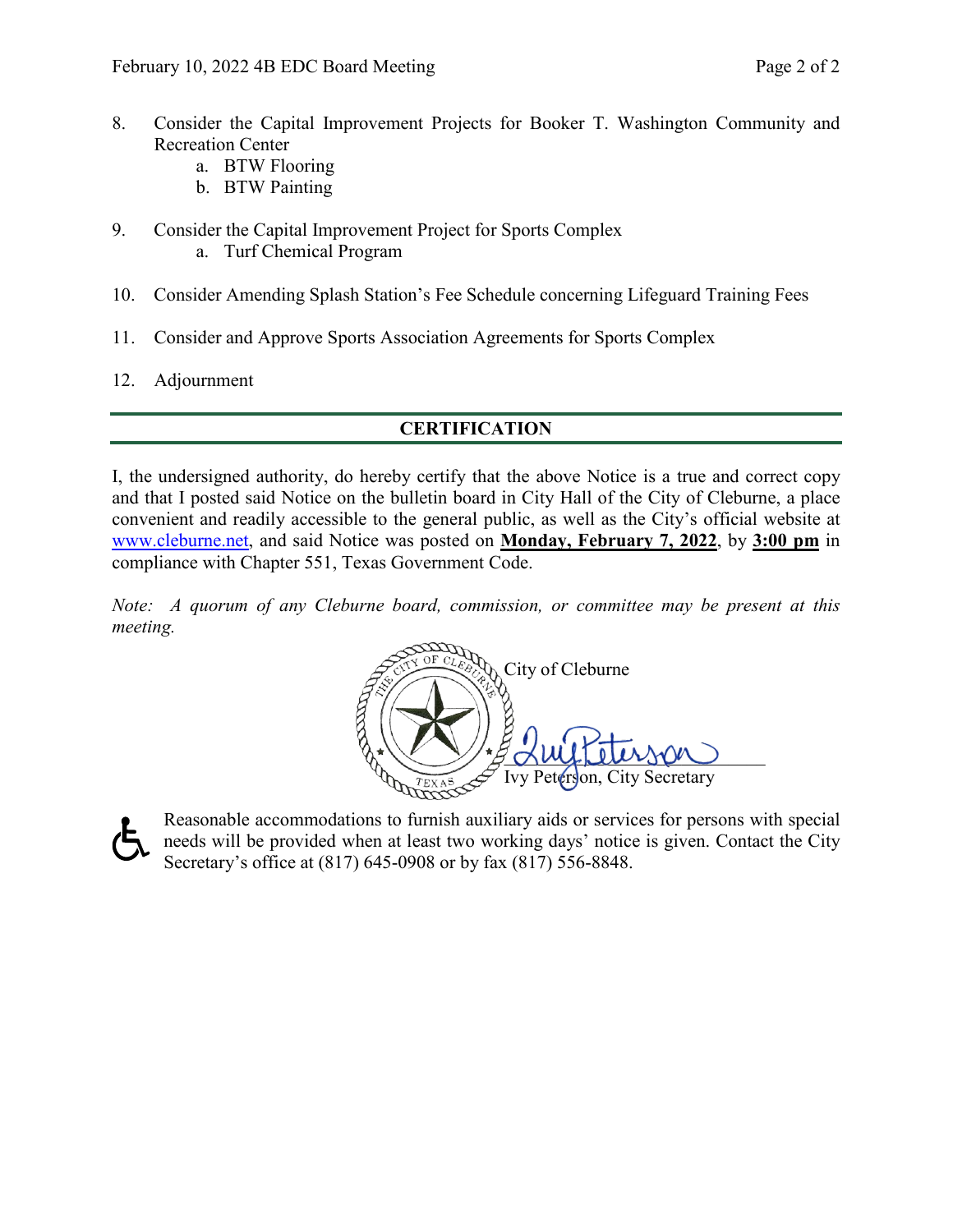8. Consider the Capital Improvement Projects for Booker T. Washington Community and Recreation Center
   a. BTW Flooring
   b. BTW Painting

9. Consider the Capital Improvement Project for Sports Complex
   a. Turf Chemical Program

10. Consider Amending Splash Station's Fee Schedule concerning Lifeguard Training Fees

11. Consider and Approve Sports Association Agreements for Sports Complex

12. Adjournment

## CERTIFICATION

I, the undersigned authority, do hereby certify that the above Notice is a true and correct copy and that I posted said Notice on the bulletin board in City Hall of the City of Cleburne, a place convenient and readily accessible to the general public, as well as the City's official website at www.cleburne.net, and said Notice was posted on **Monday, February 7, 2022**, by **3:00 pm** in compliance with Chapter 551, Texas Government Code.

*Note: A quorum of any Cleburne board, commission, or committee may be present at this meeting.*

City of Cleburne

Ivy Peterson, City Secretary

Reasonable accommodations to furnish auxiliary aids or services for persons with special needs will be provided when at least two working days' notice is given. Contact the City Secretary's office at (817) 645-0908 or by fax (817) 556-8848.